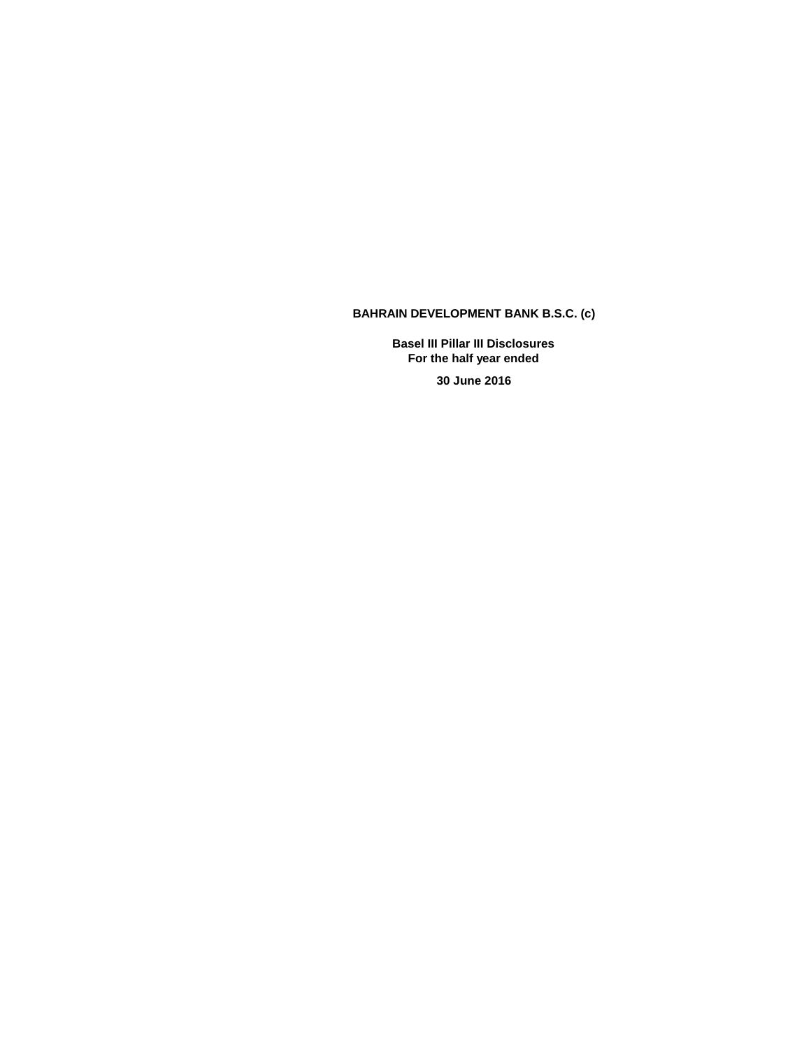# BAHRAIN DEVELOPMENT BANK B.S.C. (c)

**Basel III Pillar III Disclosures**
**For the half year ended**

**30 June 2016**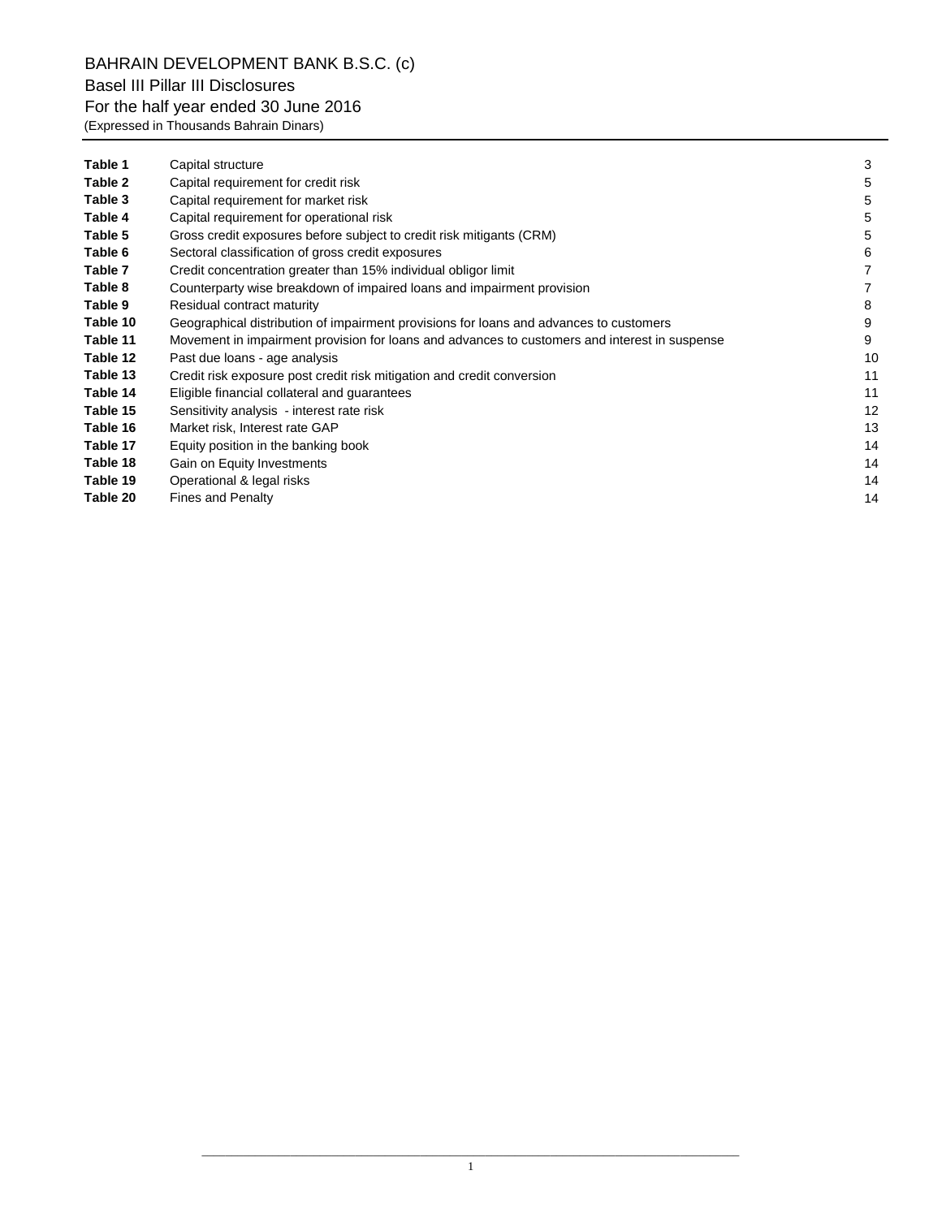BAHRAIN DEVELOPMENT BANK B.S.C. (c)

Basel III Pillar III Disclosures

For the half year ended 30 June 2016

(Expressed in Thousands Bahrain Dinars)

| | | |
|---|---|---|
| **Table 1** | Capital structure | 3 |
| **Table 2** | Capital requirement for credit risk | 5 |
| **Table 3** | Capital requirement for market risk | 5 |
| **Table 4** | Capital requirement for operational risk | 5 |
| **Table 5** | Gross credit exposures before subject to credit risk mitigants (CRM) | 5 |
| **Table 6** | Sectoral classification of gross credit exposures | 6 |
| **Table 7** | Credit concentration greater than 15% individual obligor limit | 7 |
| **Table 8** | Counterparty wise breakdown of impaired loans and impairment provision | 7 |
| **Table 9** | Residual contract maturity | 8 |
| **Table 10** | Geographical distribution of impairment provisions for loans and advances to customers | 9 |
| **Table 11** | Movement in impairment provision for loans and advances to customers and interest in suspense | 9 |
| **Table 12** | Past due loans - age analysis | 10 |
| **Table 13** | Credit risk exposure post credit risk mitigation and credit conversion | 11 |
| **Table 14** | Eligible financial collateral and guarantees | 11 |
| **Table 15** | Sensitivity analysis - interest rate risk | 12 |
| **Table 16** | Market risk, Interest rate GAP | 13 |
| **Table 17** | Equity position in the banking book | 14 |
| **Table 18** | Gain on Equity Investments | 14 |
| **Table 19** | Operational & legal risks | 14 |
| **Table 20** | Fines and Penalty | 14 |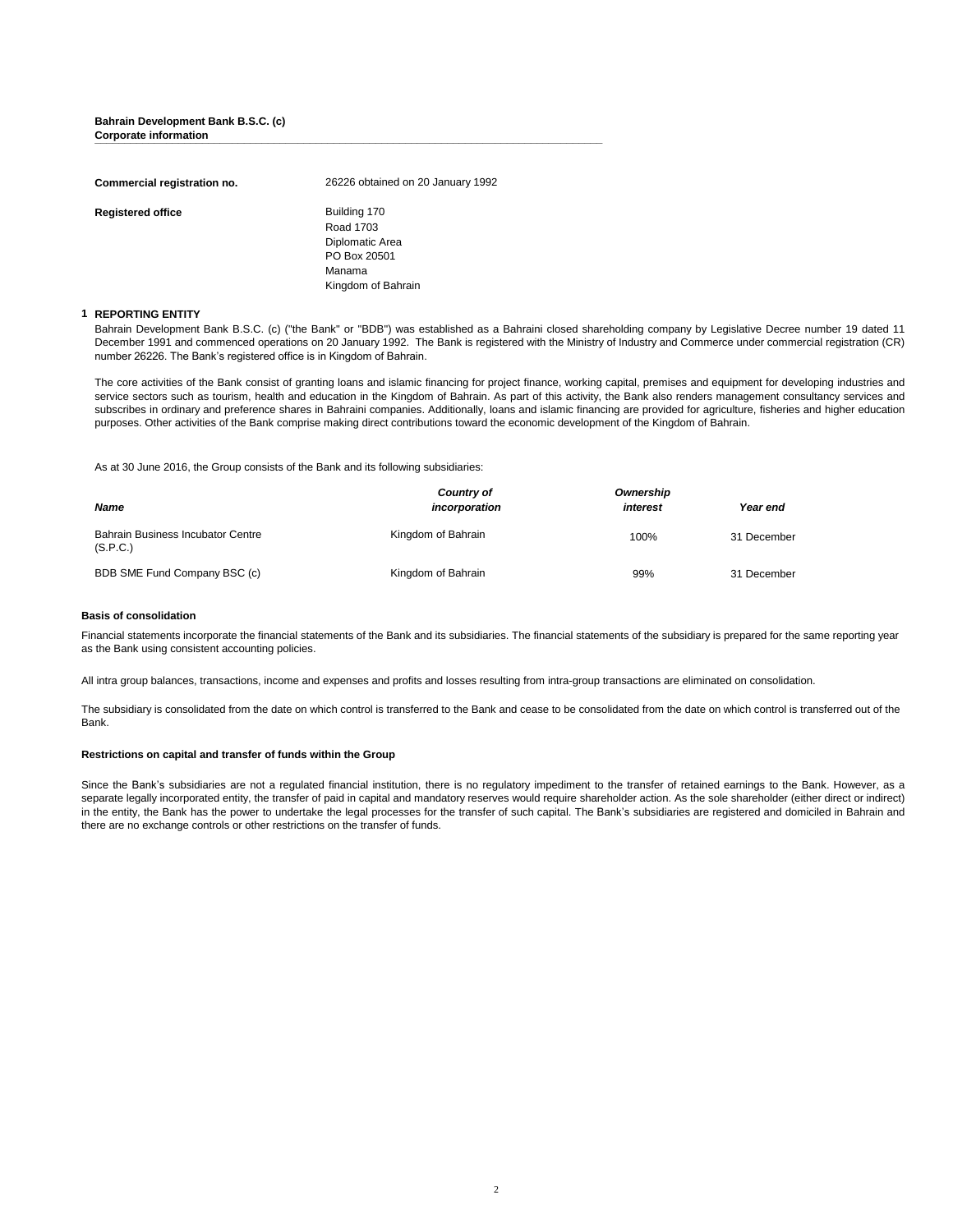**Bahrain Development Bank B.S.C. (c)**
**Corporate information**

| | |
|---|---|
| **Commercial registration no.** | 26226 obtained on 20 January 1992 |
| **Registered office** | Building 170<br>Road 1703<br>Diplomatic Area<br>PO Box 20501<br>Manama<br>Kingdom of Bahrain |

## 1 REPORTING ENTITY

Bahrain Development Bank B.S.C. (c) ("the Bank" or "BDB") was established as a Bahraini closed shareholding company by Legislative Decree number 19 dated 11 December 1991 and commenced operations on 20 January 1992. The Bank is registered with the Ministry of Industry and Commerce under commercial registration (CR) number 26226. The Bank's registered office is in Kingdom of Bahrain.

The core activities of the Bank consist of granting loans and islamic financing for project finance, working capital, premises and equipment for developing industries and service sectors such as tourism, health and education in the Kingdom of Bahrain. As part of this activity, the Bank also renders management consultancy services and subscribes in ordinary and preference shares in Bahraini companies. Additionally, loans and islamic financing are provided for agriculture, fisheries and higher education purposes. Other activities of the Bank comprise making direct contributions toward the economic development of the Kingdom of Bahrain.

As at 30 June 2016, the Group consists of the Bank and its following subsidiaries:

| *Name* | *Country of incorporation* | *Ownership interest* | *Year end* |
|---|---|---|---|
| Bahrain Business Incubator Centre (S.P.C.) | Kingdom of Bahrain | 100% | 31 December |
| BDB SME Fund Company BSC (c) | Kingdom of Bahrain | 99% | 31 December |

**Basis of consolidation**

Financial statements incorporate the financial statements of the Bank and its subsidiaries. The financial statements of the subsidiary is prepared for the same reporting year as the Bank using consistent accounting policies.

All intra group balances, transactions, income and expenses and profits and losses resulting from intra-group transactions are eliminated on consolidation.

The subsidiary is consolidated from the date on which control is transferred to the Bank and cease to be consolidated from the date on which control is transferred out of the Bank.

**Restrictions on capital and transfer of funds within the Group**

Since the Bank's subsidiaries are not a regulated financial institution, there is no regulatory impediment to the transfer of retained earnings to the Bank. However, as a separate legally incorporated entity, the transfer of paid in capital and mandatory reserves would require shareholder action. As the sole shareholder (either direct or indirect) in the entity, the Bank has the power to undertake the legal processes for the transfer of such capital. The Bank's subsidiaries are registered and domiciled in Bahrain and there are no exchange controls or other restrictions on the transfer of funds.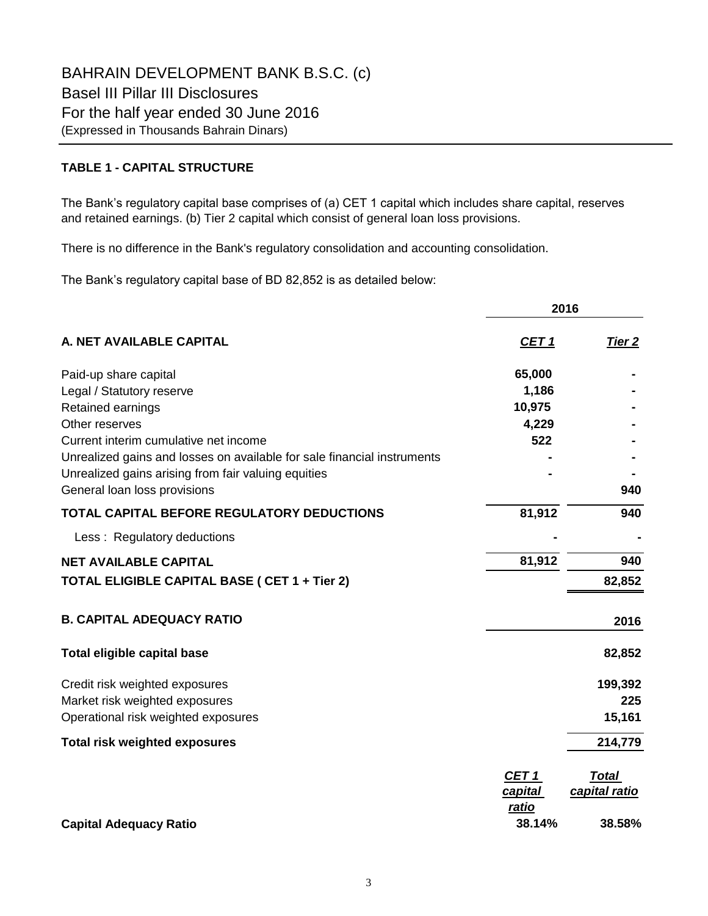# BAHRAIN DEVELOPMENT BANK B.S.C. (c)

## Basel III Pillar III Disclosures

## For the half year ended 30 June 2016

(Expressed in Thousands Bahrain Dinars)

### TABLE 1 - CAPITAL STRUCTURE

The Bank's regulatory capital base comprises of (a) CET 1 capital which includes share capital, reserves and retained earnings. (b) Tier 2 capital which consist of general loan loss provisions.

There is no difference in the Bank's regulatory consolidation and accounting consolidation.

The Bank's regulatory capital base of BD 82,852 is as detailed below:

| | 2016 | |
|---|---|---|
| **A. NET AVAILABLE CAPITAL** | ***CET 1*** | ***Tier 2*** |
| Paid-up share capital | **65,000** | **-** |
| Legal / Statutory reserve | **1,186** | **-** |
| Retained earnings | **10,975** | **-** |
| Other reserves | **4,229** | **-** |
| Current interim cumulative net income | **522** | **-** |
| Unrealized gains and losses on available for sale financial instruments | **-** | **-** |
| Unrealized gains arising from fair valuing equities | **-** | **-** |
| General loan loss provisions | | **940** |
| **TOTAL CAPITAL BEFORE REGULATORY DEDUCTIONS** | **81,912** | **940** |
| Less : Regulatory deductions | **-** | **-** |
| **NET AVAILABLE CAPITAL** | **81,912** | **940** |
| **TOTAL ELIGIBLE CAPITAL BASE ( CET 1 + Tier 2)** | | **82,852** |

| **B. CAPITAL ADEQUACY RATIO** | | **2016** |
|---|---|---|
| **Total eligible capital base** | | **82,852** |
| Credit risk weighted exposures | | **199,392** |
| Market risk weighted exposures | | **225** |
| Operational risk weighted exposures | | **15,161** |
| **Total risk weighted exposures** | | **214,779** |
| | ***CET 1 capital ratio*** | ***Total capital ratio*** |
| **Capital Adequacy Ratio** | **38.14%** | **38.58%** |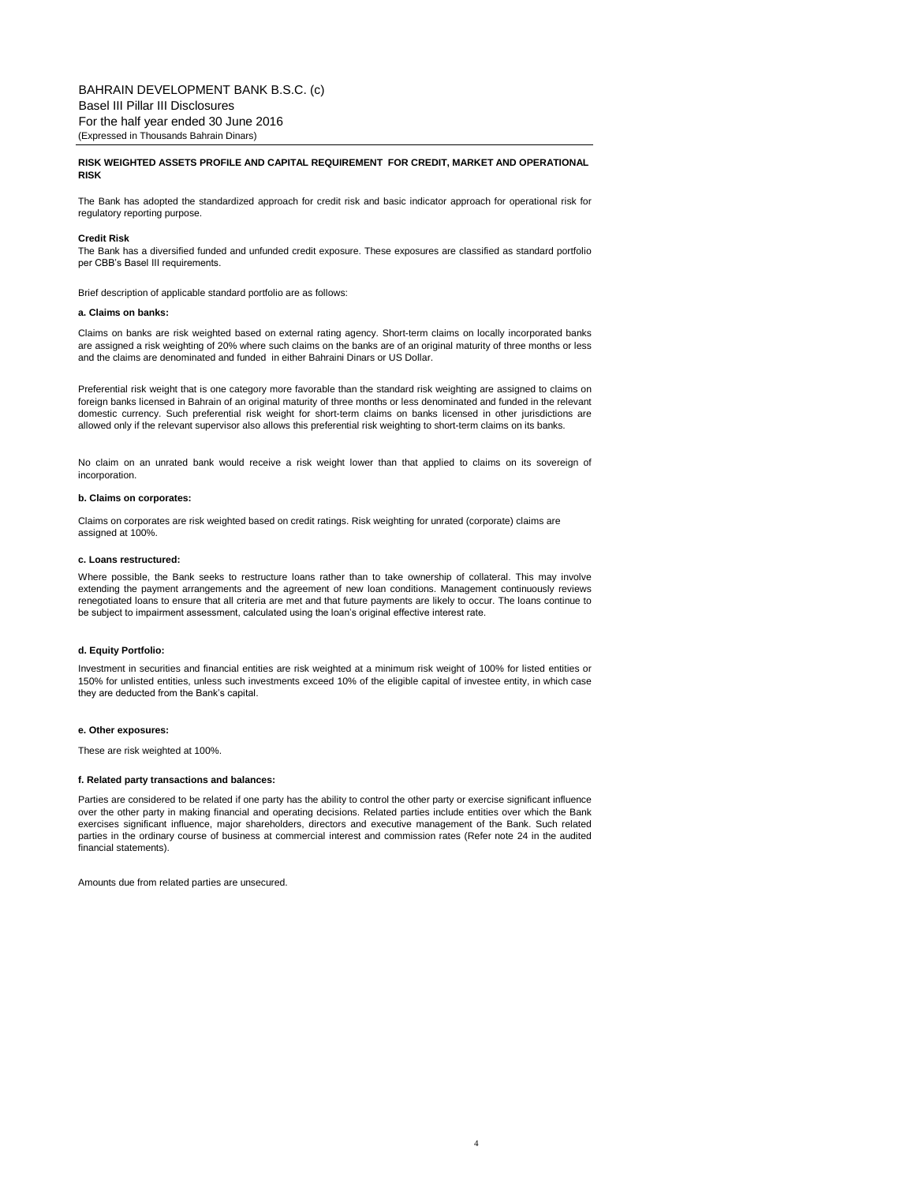## RISK WEIGHTED ASSETS PROFILE AND CAPITAL REQUIREMENT FOR CREDIT, MARKET AND OPERATIONAL RISK

The Bank has adopted the standardized approach for credit risk and basic indicator approach for operational risk for regulatory reporting purpose.

### Credit Risk

The Bank has a diversified funded and unfunded credit exposure. These exposures are classified as standard portfolio per CBB's Basel III requirements.

Brief description of applicable standard portfolio are as follows:

#### a. Claims on banks:

Claims on banks are risk weighted based on external rating agency. Short-term claims on locally incorporated banks are assigned a risk weighting of 20% where such claims on the banks are of an original maturity of three months or less and the claims are denominated and funded in either Bahraini Dinars or US Dollar.

Preferential risk weight that is one category more favorable than the standard risk weighting are assigned to claims on foreign banks licensed in Bahrain of an original maturity of three months or less denominated and funded in the relevant domestic currency. Such preferential risk weight for short-term claims on banks licensed in other jurisdictions are allowed only if the relevant supervisor also allows this preferential risk weighting to short-term claims on its banks.

No claim on an unrated bank would receive a risk weight lower than that applied to claims on its sovereign of incorporation.

#### b. Claims on corporates:

Claims on corporates are risk weighted based on credit ratings. Risk weighting for unrated (corporate) claims are assigned at 100%.

#### c. Loans restructured:

Where possible, the Bank seeks to restructure loans rather than to take ownership of collateral. This may involve extending the payment arrangements and the agreement of new loan conditions. Management continuously reviews renegotiated loans to ensure that all criteria are met and that future payments are likely to occur. The loans continue to be subject to impairment assessment, calculated using the loan's original effective interest rate.

#### d. Equity Portfolio:

Investment in securities and financial entities are risk weighted at a minimum risk weight of 100% for listed entities or 150% for unlisted entities, unless such investments exceed 10% of the eligible capital of investee entity, in which case they are deducted from the Bank's capital.

#### e. Other exposures:

These are risk weighted at 100%.

#### f. Related party transactions and balances:

Parties are considered to be related if one party has the ability to control the other party or exercise significant influence over the other party in making financial and operating decisions. Related parties include entities over which the Bank exercises significant influence, major shareholders, directors and executive management of the Bank. Such related parties in the ordinary course of business at commercial interest and commission rates (Refer note 24 in the audited financial statements).

Amounts due from related parties are unsecured.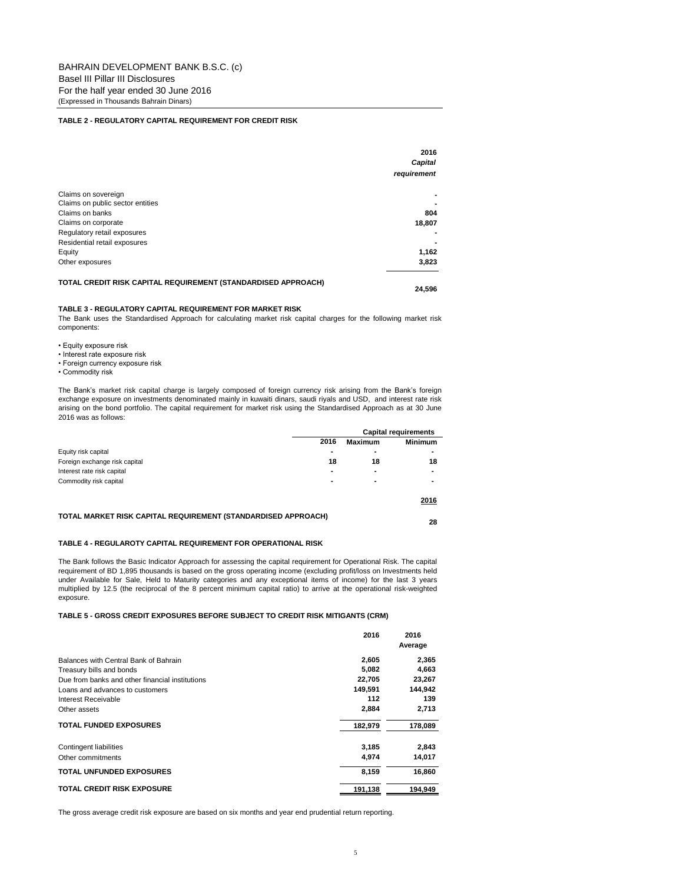BAHRAIN DEVELOPMENT BANK B.S.C. (c)
Basel III Pillar III Disclosures
For the half year ended 30 June 2016
(Expressed in Thousands Bahrain Dinars)

### TABLE 2 - REGULATORY CAPITAL REQUIREMENT FOR CREDIT RISK

| | 2016 *Capital requirement* |
|---|---|
| Claims on sovereign | - |
| Claims on public sector entities | - |
| Claims on banks | 804 |
| Claims on corporate | 18,807 |
| Regulatory retail exposures | - |
| Residential retail exposures | - |
| Equity | 1,162 |
| Other exposures | 3,823 |
| **TOTAL CREDIT RISK CAPITAL REQUIREMENT (STANDARDISED APPROACH)** | **24,596** |

### TABLE 3 - REGULATORY CAPITAL REQUIREMENT FOR MARKET RISK

The Bank uses the Standardised Approach for calculating market risk capital charges for the following market risk components:

- Equity exposure risk
- Interest rate exposure risk
- Foreign currency exposure risk
- Commodity risk

The Bank's market risk capital charge is largely composed of foreign currency risk arising from the Bank's foreign exchange exposure on investments denominated mainly in kuwaiti dinars, saudi riyals and USD, and interest rate risk arising on the bond portfolio. The capital requirement for market risk using the Standardised Approach as at 30 June 2016 was as follows:

| | Capital requirements | | |
|---|---|---|---|
| | 2016 | Maximum | Minimum |
| Equity risk capital | - | - | - |
| Foreign exchange risk capital | 18 | 18 | 18 |
| Interest rate risk capital | - | - | - |
| Commodity risk capital | - | - | - |

| | 2016 |
|---|---|
| **TOTAL MARKET RISK CAPITAL REQUIREMENT (STANDARDISED APPROACH)** | **28** |

### TABLE 4 - REGULAROTY CAPITAL REQUIREMENT FOR OPERATIONAL RISK

The Bank follows the Basic Indicator Approach for assessing the capital requirement for Operational Risk. The capital requirement of BD 1,895 thousands is based on the gross operating income (excluding profit/loss on Investments held under Available for Sale, Held to Maturity categories and any exceptional items of income) for the last 3 years multiplied by 12.5 (the reciprocal of the 8 percent minimum capital ratio) to arrive at the operational risk-weighted exposure.

### TABLE 5 - GROSS CREDIT EXPOSURES BEFORE SUBJECT TO CREDIT RISK MITIGANTS (CRM)

| | 2016 | 2016 Average |
|---|---|---|
| Balances with Central Bank of Bahrain | 2,605 | 2,365 |
| Treasury bills and bonds | 5,082 | 4,663 |
| Due from banks and other financial institutions | 22,705 | 23,267 |
| Loans and advances to customers | 149,591 | 144,942 |
| Interest Receivable | 112 | 139 |
| Other assets | 2,884 | 2,713 |
| **TOTAL FUNDED EXPOSURES** | **182,979** | **178,089** |
| Contingent liabilities | 3,185 | 2,843 |
| Other commitments | 4,974 | 14,017 |
| **TOTAL UNFUNDED EXPOSURES** | **8,159** | **16,860** |
| **TOTAL CREDIT RISK EXPOSURE** | **191,138** | **194,949** |

The gross average credit risk exposure are based on six months and year end prudential return reporting.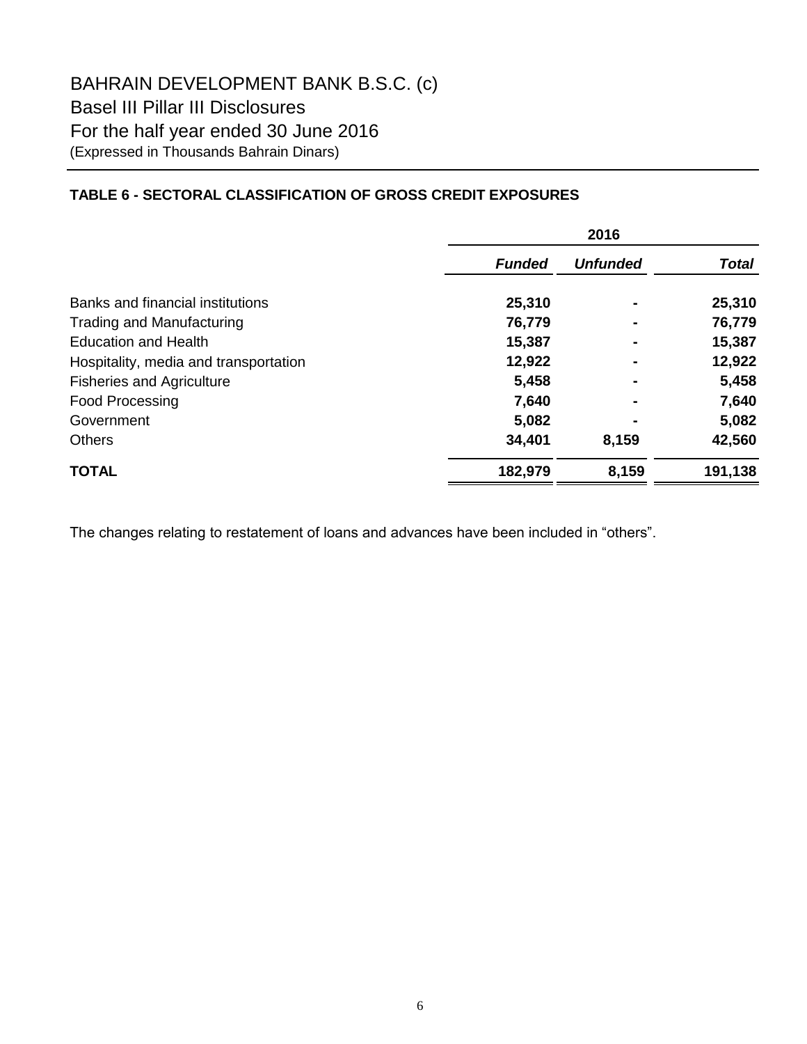BAHRAIN DEVELOPMENT BANK B.S.C. (c)
Basel III Pillar III Disclosures
For the half year ended 30 June 2016
(Expressed in Thousands Bahrain Dinars)

## TABLE 6 - SECTORAL CLASSIFICATION OF GROSS CREDIT EXPOSURES

| | 2016 | | |
|---|---|---|---|
| | ***Funded*** | ***Unfunded*** | ***Total*** |
| Banks and financial institutions | **25,310** | **-** | **25,310** |
| Trading and Manufacturing | **76,779** | **-** | **76,779** |
| Education and Health | **15,387** | **-** | **15,387** |
| Hospitality, media and transportation | **12,922** | **-** | **12,922** |
| Fisheries and Agriculture | **5,458** | **-** | **5,458** |
| Food Processing | **7,640** | **-** | **7,640** |
| Government | **5,082** | **-** | **5,082** |
| Others | **34,401** | **8,159** | **42,560** |
| **TOTAL** | **182,979** | **8,159** | **191,138** |

The changes relating to restatement of loans and advances have been included in “others”.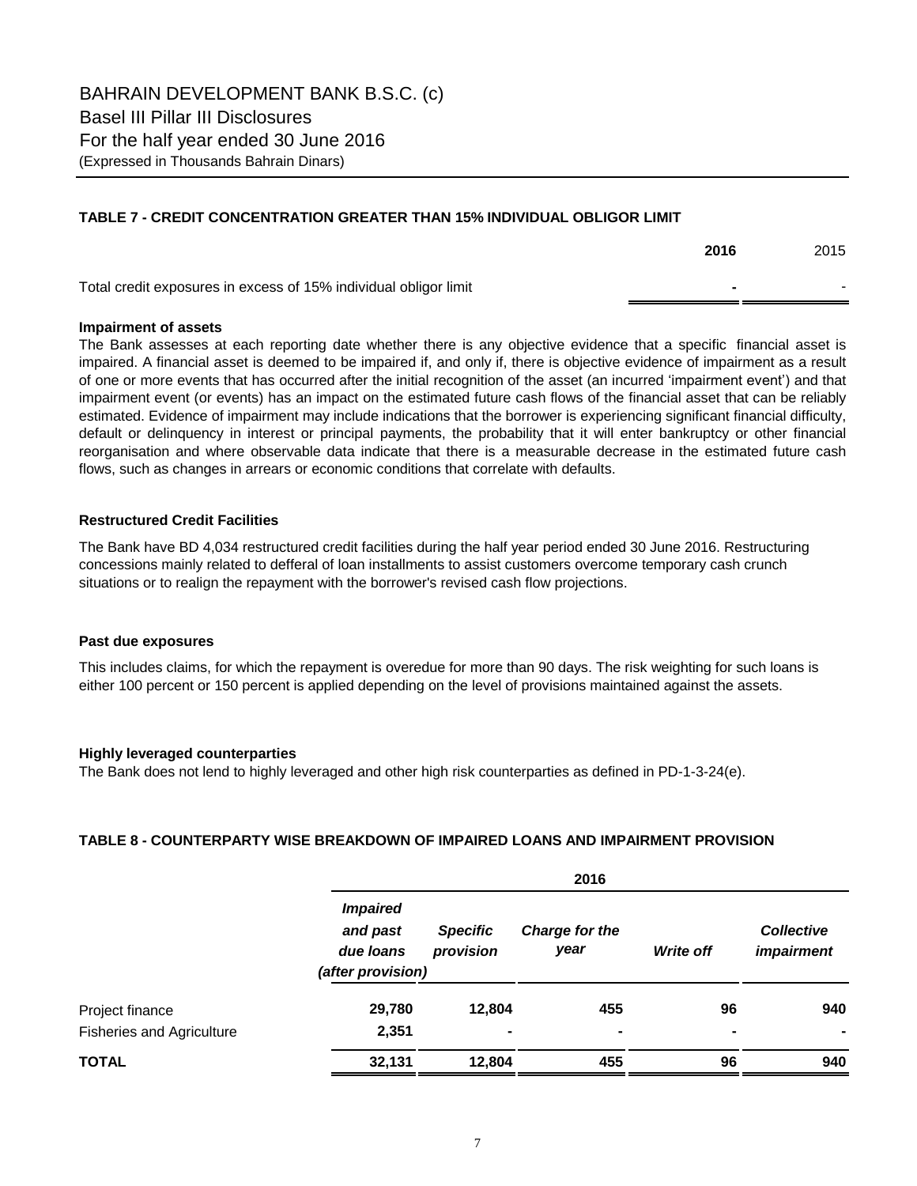BAHRAIN DEVELOPMENT BANK B.S.C. (c)
Basel III Pillar III Disclosures
For the half year ended 30 June 2016
(Expressed in Thousands Bahrain Dinars)

**TABLE 7 - CREDIT CONCENTRATION GREATER THAN 15% INDIVIDUAL OBLIGOR LIMIT**

| | **2016** | 2015 |
|---|---|---|
| Total credit exposures in excess of 15% individual obligor limit | **-** | - |

**Impairment of assets**

The Bank assesses at each reporting date whether there is any objective evidence that a specific financial asset is impaired. A financial asset is deemed to be impaired if, and only if, there is objective evidence of impairment as a result of one or more events that has occurred after the initial recognition of the asset (an incurred 'impairment event') and that impairment event (or events) has an impact on the estimated future cash flows of the financial asset that can be reliably estimated. Evidence of impairment may include indications that the borrower is experiencing significant financial difficulty, default or delinquency in interest or principal payments, the probability that it will enter bankruptcy or other financial reorganisation and where observable data indicate that there is a measurable decrease in the estimated future cash flows, such as changes in arrears or economic conditions that correlate with defaults.

**Restructured Credit Facilities**

The Bank have BD 4,034 restructured credit facilities during the half year period ended 30 June 2016. Restructuring concessions mainly related to defferal of loan installments to assist customers overcome temporary cash crunch situations or to realign the repayment with the borrower's revised cash flow projections.

**Past due exposures**

This includes claims, for which the repayment is overedue for more than 90 days. The risk weighting for such loans is either 100 percent or 150 percent is applied depending on the level of provisions maintained against the assets.

**Highly leveraged counterparties**

The Bank does not lend to highly leveraged and other high risk counterparties as defined in PD-1-3-24(e).

**TABLE 8 - COUNTERPARTY WISE BREAKDOWN OF IMPAIRED LOANS AND IMPAIRMENT PROVISION**

| | **2016** | | | | |
|---|---|---|---|---|---|
| | ***Impaired and past due loans (after provision)*** | ***Specific provision*** | ***Charge for the year*** | ***Write off*** | ***Collective impairment*** |
| Project finance | **29,780** | **12,804** | **455** | **96** | **940** |
| Fisheries and Agriculture | **2,351** | **-** | **-** | **-** | **-** |
| **TOTAL** | **32,131** | **12,804** | **455** | **96** | **940** |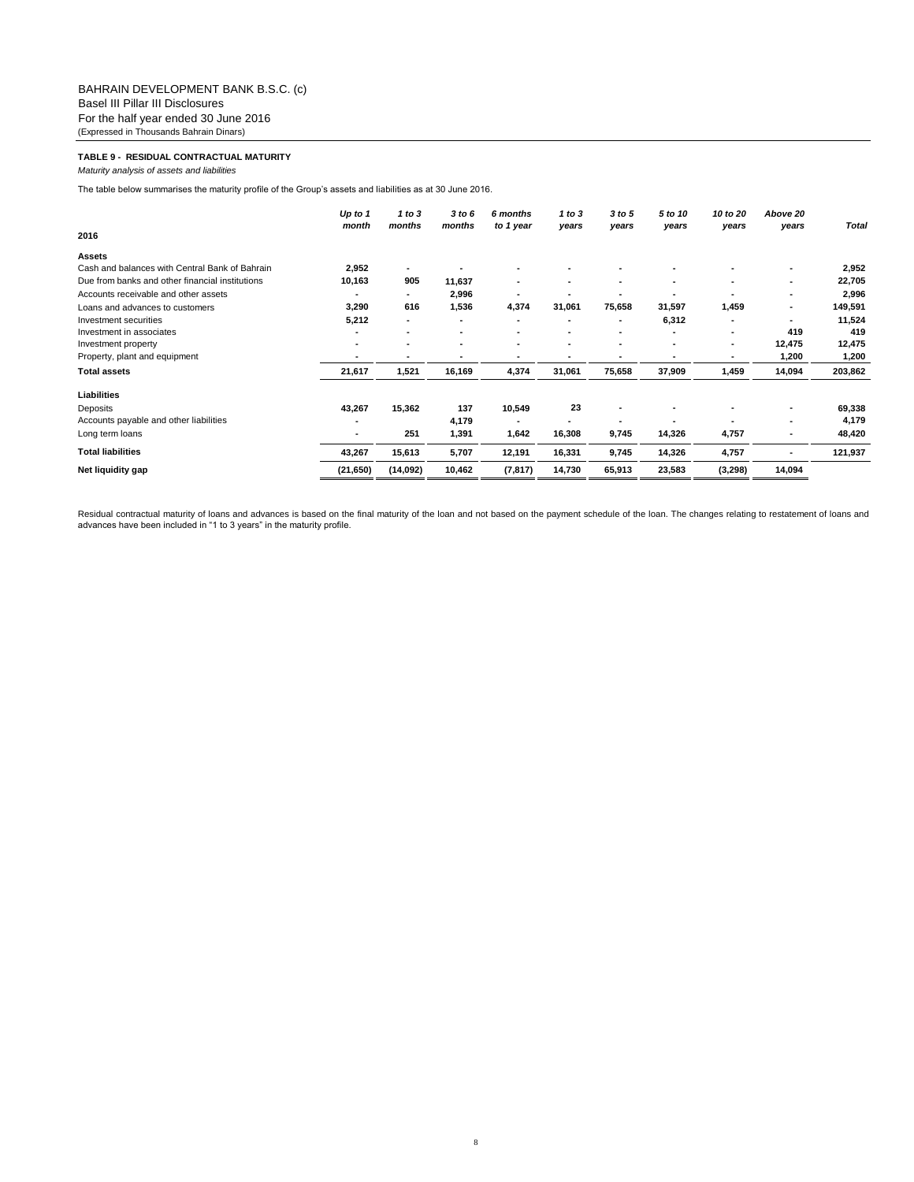BAHRAIN DEVELOPMENT BANK B.S.C. (c)
Basel III Pillar III Disclosures
For the half year ended 30 June 2016
(Expressed in Thousands Bahrain Dinars)

**TABLE 9 - RESIDUAL CONTRACTUAL MATURITY**

*Maturity analysis of assets and liabilities*

The table below summarises the maturity profile of the Group's assets and liabilities as at 30 June 2016.

| 2016 | *Up to 1 month* | *1 to 3 months* | *3 to 6 months* | *6 months to 1 year* | *1 to 3 years* | *3 to 5 years* | *5 to 10 years* | *10 to 20 years* | *Above 20 years* | *Total* |
|---|---|---|---|---|---|---|---|---|---|---|
| **Assets** | | | | | | | | | | |
| Cash and balances with Central Bank of Bahrain | 2,952 | - | - | - | - | - | - | - | - | 2,952 |
| Due from banks and other financial institutions | 10,163 | 905 | 11,637 | - | - | - | - | - | - | 22,705 |
| Accounts receivable and other assets | - | - | 2,996 | - | - | - | - | - | - | 2,996 |
| Loans and advances to customers | 3,290 | 616 | 1,536 | 4,374 | 31,061 | 75,658 | 31,597 | 1,459 | - | 149,591 |
| Investment securities | 5,212 | - | - | - | - | - | 6,312 | - | - | 11,524 |
| Investment in associates | - | - | - | - | - | - | - | - | 419 | 419 |
| Investment property | - | - | - | - | - | - | - | - | 12,475 | 12,475 |
| Property, plant and equipment | - | - | - | - | - | - | - | - | 1,200 | 1,200 |
| **Total assets** | **21,617** | **1,521** | **16,169** | **4,374** | **31,061** | **75,658** | **37,909** | **1,459** | **14,094** | **203,862** |
| **Liabilities** | | | | | | | | | | |
| Deposits | 43,267 | 15,362 | 137 | 10,549 | 23 | - | - | - | - | 69,338 |
| Accounts payable and other liabilities | - | | 4,179 | - | - | - | - | - | - | 4,179 |
| Long term loans | - | 251 | 1,391 | 1,642 | 16,308 | 9,745 | 14,326 | 4,757 | - | 48,420 |
| **Total liabilities** | **43,267** | **15,613** | **5,707** | **12,191** | **16,331** | **9,745** | **14,326** | **4,757** | **-** | **121,937** |
| **Net liquidity gap** | **(21,650)** | **(14,092)** | **10,462** | **(7,817)** | **14,730** | **65,913** | **23,583** | **(3,298)** | **14,094** | |

Residual contractual maturity of loans and advances is based on the final maturity of the loan and not based on the payment schedule of the loan. The changes relating to restatement of loans and advances have been included in "1 to 3 years" in the maturity profile.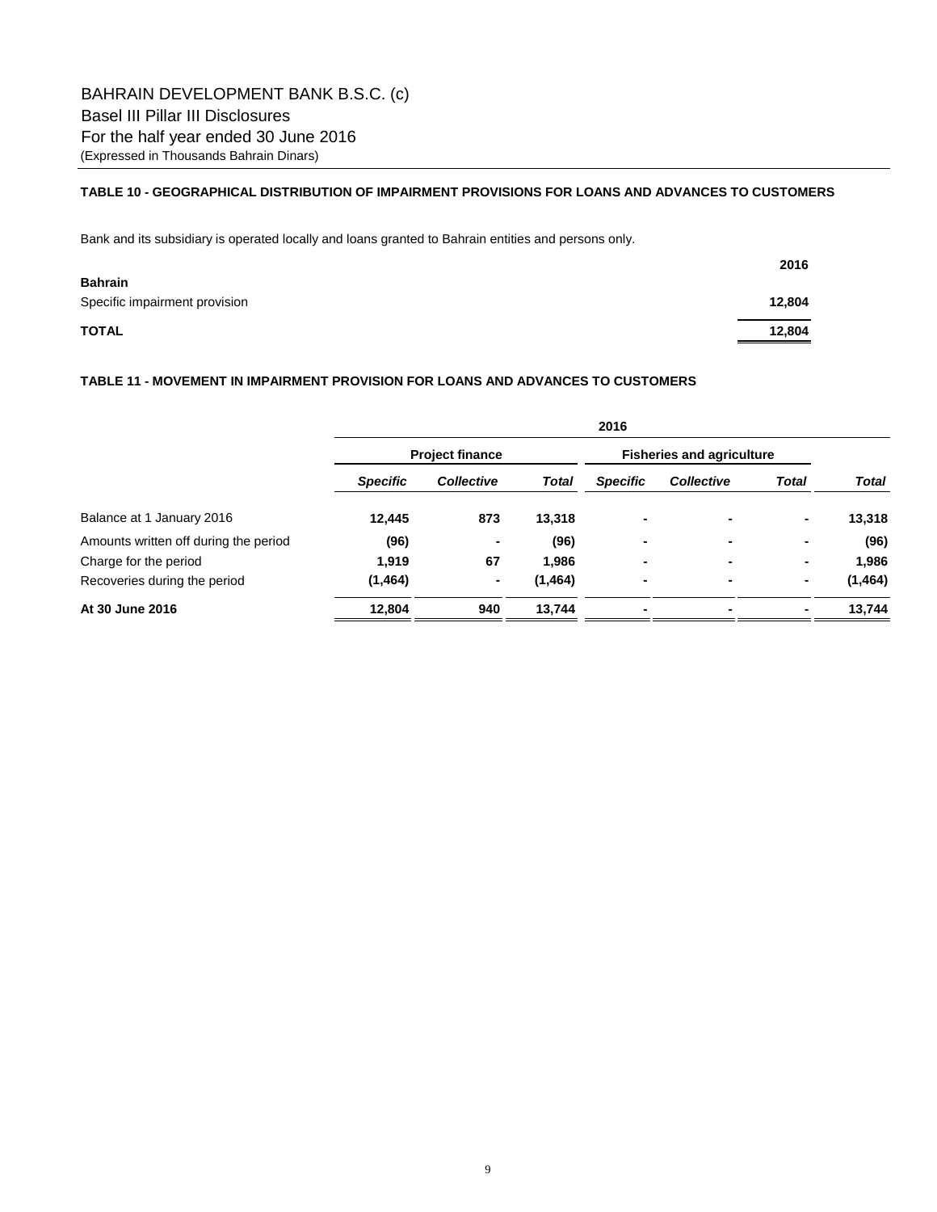BAHRAIN DEVELOPMENT BANK B.S.C. (c)
Basel III Pillar III Disclosures
For the half year ended 30 June 2016
(Expressed in Thousands Bahrain Dinars)

**TABLE 10 - GEOGRAPHICAL DISTRIBUTION OF IMPAIRMENT PROVISIONS FOR LOANS AND ADVANCES TO CUSTOMERS**

Bank and its subsidiary is operated locally and loans granted to Bahrain entities and persons only.

| | 2016 |
|---|---|
| **Bahrain** | |
| Specific impairment provision | 12,804 |
| **TOTAL** | **12,804** |

**TABLE 11 - MOVEMENT IN IMPAIRMENT PROVISION FOR LOANS AND ADVANCES TO CUSTOMERS**

| | 2016 | | | | | | |
|---|---|---|---|---|---|---|---|
| | Project finance | | | Fisheries and agriculture | | | |
| | *Specific* | *Collective* | *Total* | *Specific* | *Collective* | *Total* | *Total* |
| Balance at 1 January 2016 | 12,445 | 873 | 13,318 | - | - | - | 13,318 |
| Amounts written off during the period | (96) | - | (96) | - | - | - | (96) |
| Charge for the period | 1,919 | 67 | 1,986 | - | - | - | 1,986 |
| Recoveries during the period | (1,464) | - | (1,464) | - | - | - | (1,464) |
| **At 30 June 2016** | **12,804** | **940** | **13,744** | - | - | - | **13,744** |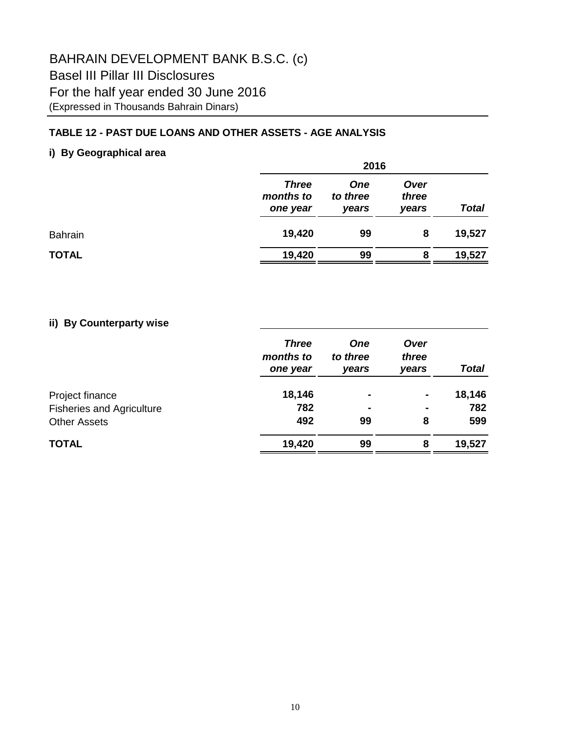# BAHRAIN DEVELOPMENT BANK B.S.C. (c)

## Basel III Pillar III Disclosures

## For the half year ended 30 June 2016

(Expressed in Thousands Bahrain Dinars)

### TABLE 12 - PAST DUE LOANS AND OTHER ASSETS - AGE ANALYSIS

#### i) By Geographical area

| | 2016 | | | |
|---|---|---|---|---|
| | *Three months to one year* | *One to three years* | *Over three years* | *Total* |
| Bahrain | **19,420** | **99** | **8** | **19,527** |
| **TOTAL** | **19,420** | **99** | **8** | **19,527** |

#### ii) By Counterparty wise

| | *Three months to one year* | *One to three years* | *Over three years* | *Total* |
|---|---|---|---|---|
| Project finance | **18,146** | **-** | **-** | **18,146** |
| Fisheries and Agriculture | **782** | **-** | **-** | **782** |
| Other Assets | **492** | **99** | **8** | **599** |
| **TOTAL** | **19,420** | **99** | **8** | **19,527** |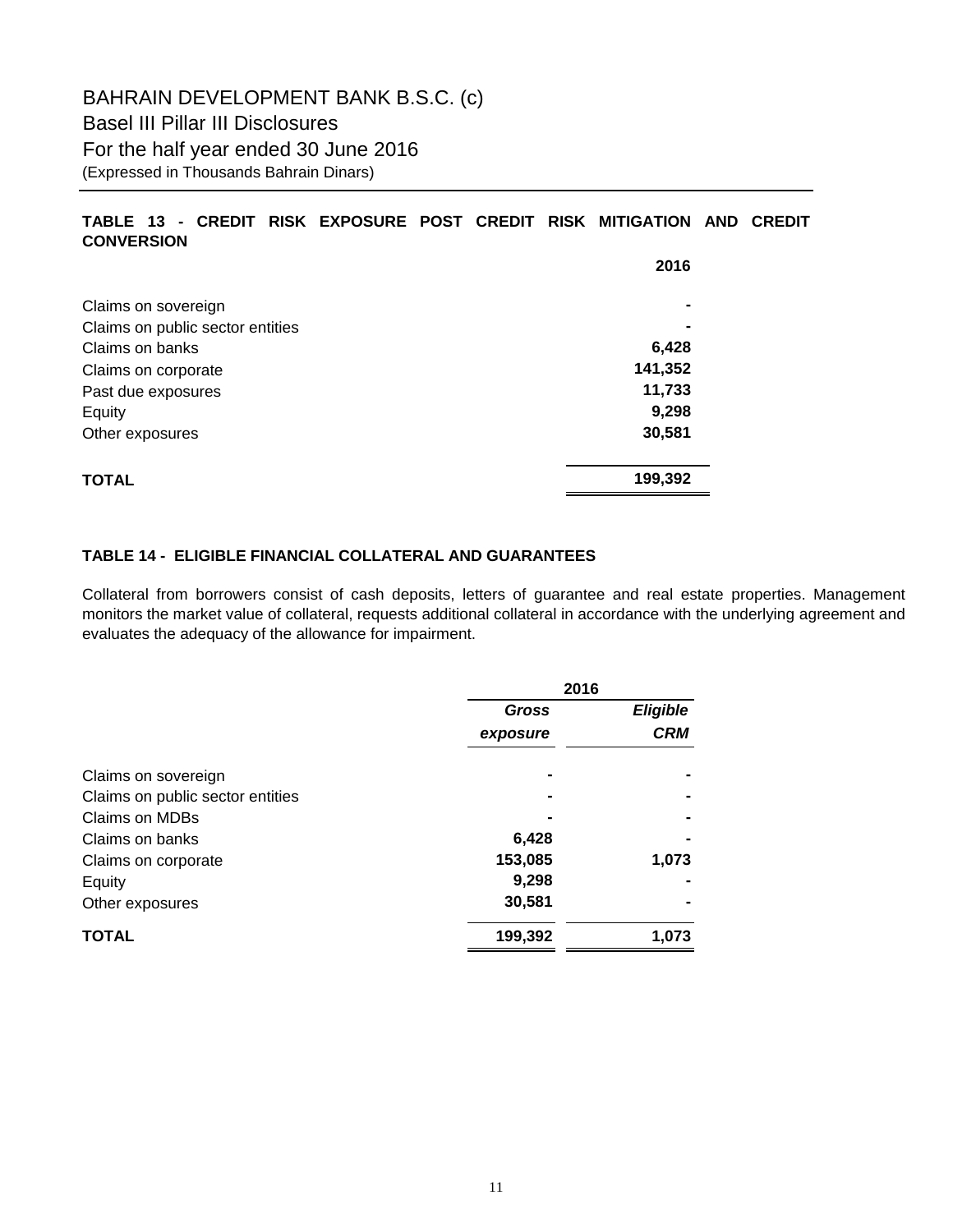# BAHRAIN DEVELOPMENT BANK B.S.C. (c)

Basel III Pillar III Disclosures

For the half year ended 30 June 2016

(Expressed in Thousands Bahrain Dinars)

### TABLE 13 - CREDIT RISK EXPOSURE POST CREDIT RISK MITIGATION AND CREDIT CONVERSION

| | 2016 |
|---|---|
| Claims on sovereign | - |
| Claims on public sector entities | - |
| Claims on banks | 6,428 |
| Claims on corporate | 141,352 |
| Past due exposures | 11,733 |
| Equity | 9,298 |
| Other exposures | 30,581 |
| **TOTAL** | **199,392** |

### TABLE 14 - ELIGIBLE FINANCIAL COLLATERAL AND GUARANTEES

Collateral from borrowers consist of cash deposits, letters of guarantee and real estate properties. Management monitors the market value of collateral, requests additional collateral in accordance with the underlying agreement and evaluates the adequacy of the allowance for impairment.

| | 2016 | |
|---|---|---|
| | *Gross exposure* | *Eligible CRM* |
| Claims on sovereign | - | - |
| Claims on public sector entities | - | - |
| Claims on MDBs | - | - |
| Claims on banks | 6,428 | - |
| Claims on corporate | 153,085 | 1,073 |
| Equity | 9,298 | - |
| Other exposures | 30,581 | - |
| **TOTAL** | **199,392** | **1,073** |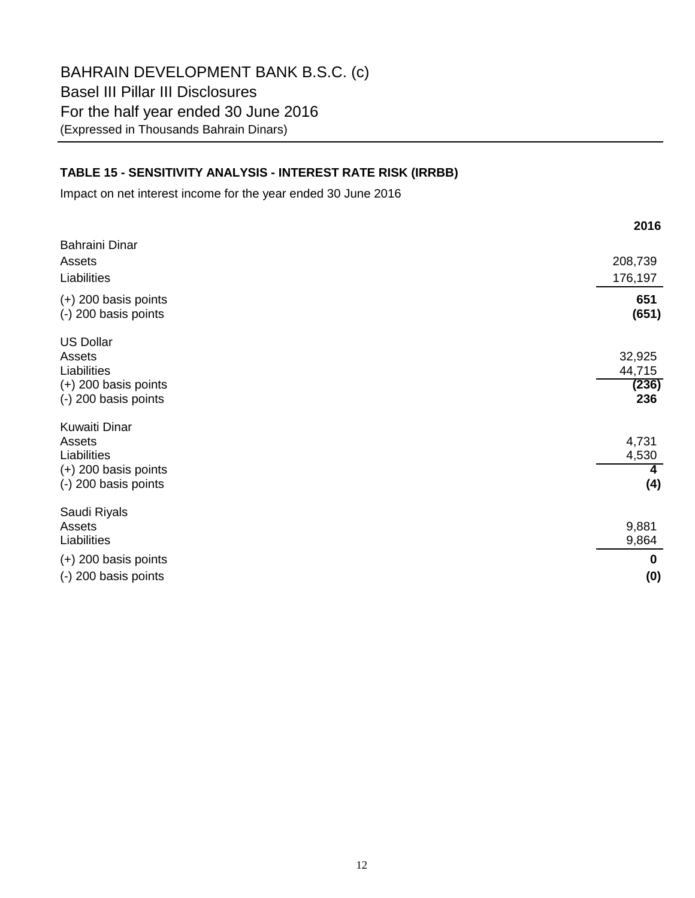# BAHRAIN DEVELOPMENT BANK B.S.C. (c)

## Basel III Pillar III Disclosures

## For the half year ended 30 June 2016

(Expressed in Thousands Bahrain Dinars)

### TABLE 15 - SENSITIVITY ANALYSIS - INTEREST RATE RISK (IRRBB)

Impact on net interest income for the year ended 30 June 2016

| | **2016** |
|---|---|
| Bahraini Dinar | |
| Assets | 208,739 |
| Liabilities | 176,197 |
| (+) 200 basis points | **651** |
| (-) 200 basis points | **(651)** |
| US Dollar | |
| Assets | 32,925 |
| Liabilities | 44,715 |
| (+) 200 basis points | **(236)** |
| (-) 200 basis points | **236** |
| Kuwaiti Dinar | |
| Assets | 4,731 |
| Liabilities | 4,530 |
| (+) 200 basis points | **4** |
| (-) 200 basis points | **(4)** |
| Saudi Riyals | |
| Assets | 9,881 |
| Liabilities | 9,864 |
| (+) 200 basis points | **0** |
| (-) 200 basis points | **(0)** |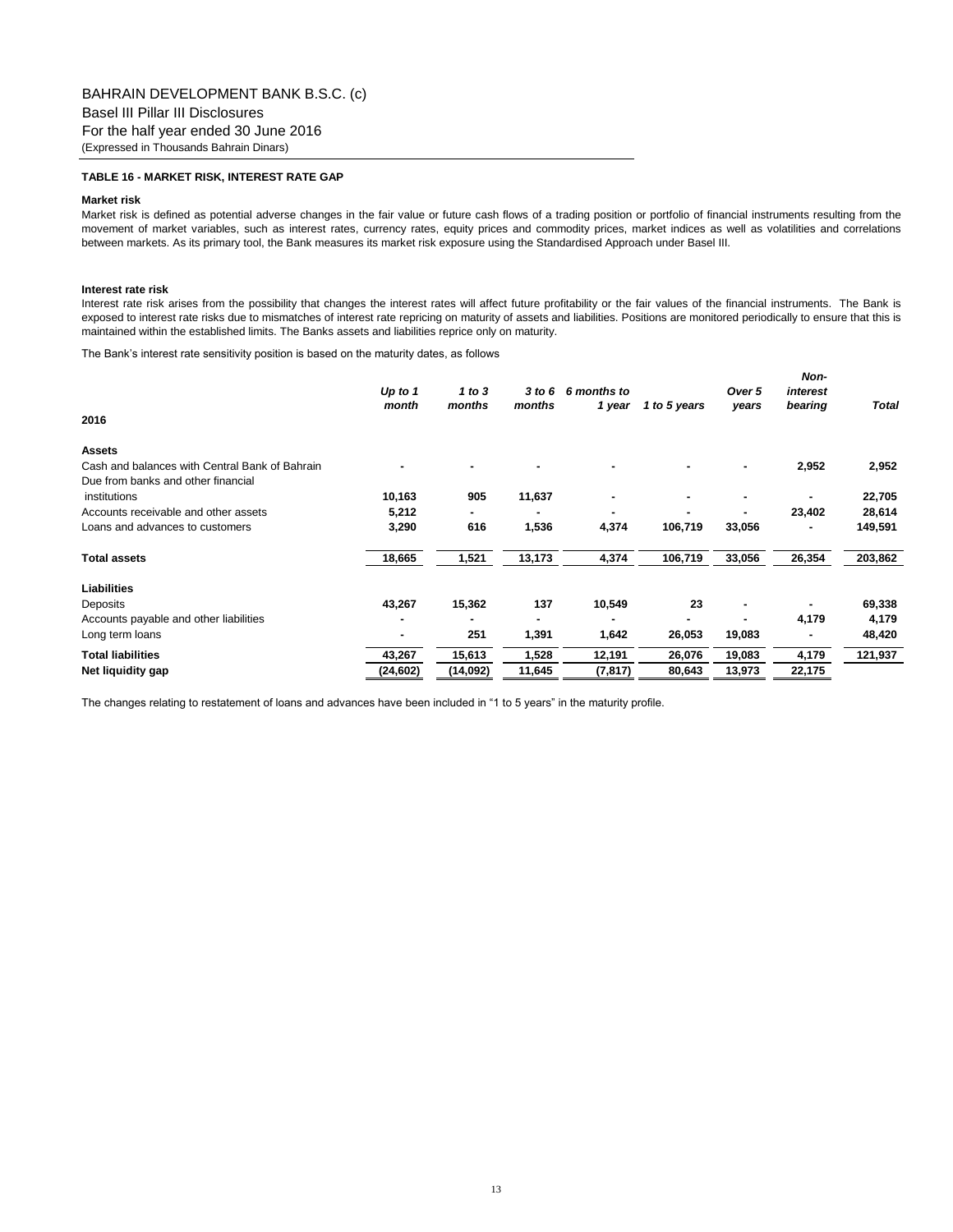BAHRAIN DEVELOPMENT BANK B.S.C. (c)

Basel III Pillar III Disclosures

For the half year ended 30 June 2016

(Expressed in Thousands Bahrain Dinars)

**TABLE 16 - MARKET RISK, INTEREST RATE GAP**

**Market risk**

Market risk is defined as potential adverse changes in the fair value or future cash flows of a trading position or portfolio of financial instruments resulting from the movement of market variables, such as interest rates, currency rates, equity prices and commodity prices, market indices as well as volatilities and correlations between markets. As its primary tool, the Bank measures its market risk exposure using the Standardised Approach under Basel III.

**Interest rate risk**

Interest rate risk arises from the possibility that changes the interest rates will affect future profitability or the fair values of the financial instruments. The Bank is exposed to interest rate risks due to mismatches of interest rate repricing on maturity of assets and liabilities. Positions are monitored periodically to ensure that this is maintained within the established limits. The Banks assets and liabilities reprice only on maturity.

The Bank's interest rate sensitivity position is based on the maturity dates, as follows

| 2016 | *Up to 1 month* | *1 to 3 months* | *3 to 6 months* | *6 months to 1 year* | *1 to 5 years* | *Over 5 years* | *Non-interest bearing* | *Total* |
|---|---|---|---|---|---|---|---|---|
| **Assets** | | | | | | | | |
| Cash and balances with Central Bank of Bahrain | - | - | - | - | - | - | 2,952 | 2,952 |
| Due from banks and other financial institutions | 10,163 | 905 | 11,637 | - | - | - | - | 22,705 |
| Accounts receivable and other assets | 5,212 | - | - | - | - | - | 23,402 | 28,614 |
| Loans and advances to customers | 3,290 | 616 | 1,536 | 4,374 | 106,719 | 33,056 | - | 149,591 |
| **Total assets** | **18,665** | **1,521** | **13,173** | **4,374** | **106,719** | **33,056** | **26,354** | **203,862** |
| **Liabilities** | | | | | | | | |
| Deposits | 43,267 | 15,362 | 137 | 10,549 | 23 | - | - | 69,338 |
| Accounts payable and other liabilities | - | - | - | - | - | - | 4,179 | 4,179 |
| Long term loans | - | 251 | 1,391 | 1,642 | 26,053 | 19,083 | - | 48,420 |
| **Total liabilities** | **43,267** | **15,613** | **1,528** | **12,191** | **26,076** | **19,083** | **4,179** | **121,937** |
| **Net liquidity gap** | **(24,602)** | **(14,092)** | **11,645** | **(7,817)** | **80,643** | **13,973** | **22,175** | |

The changes relating to restatement of loans and advances have been included in “1 to 5 years” in the maturity profile.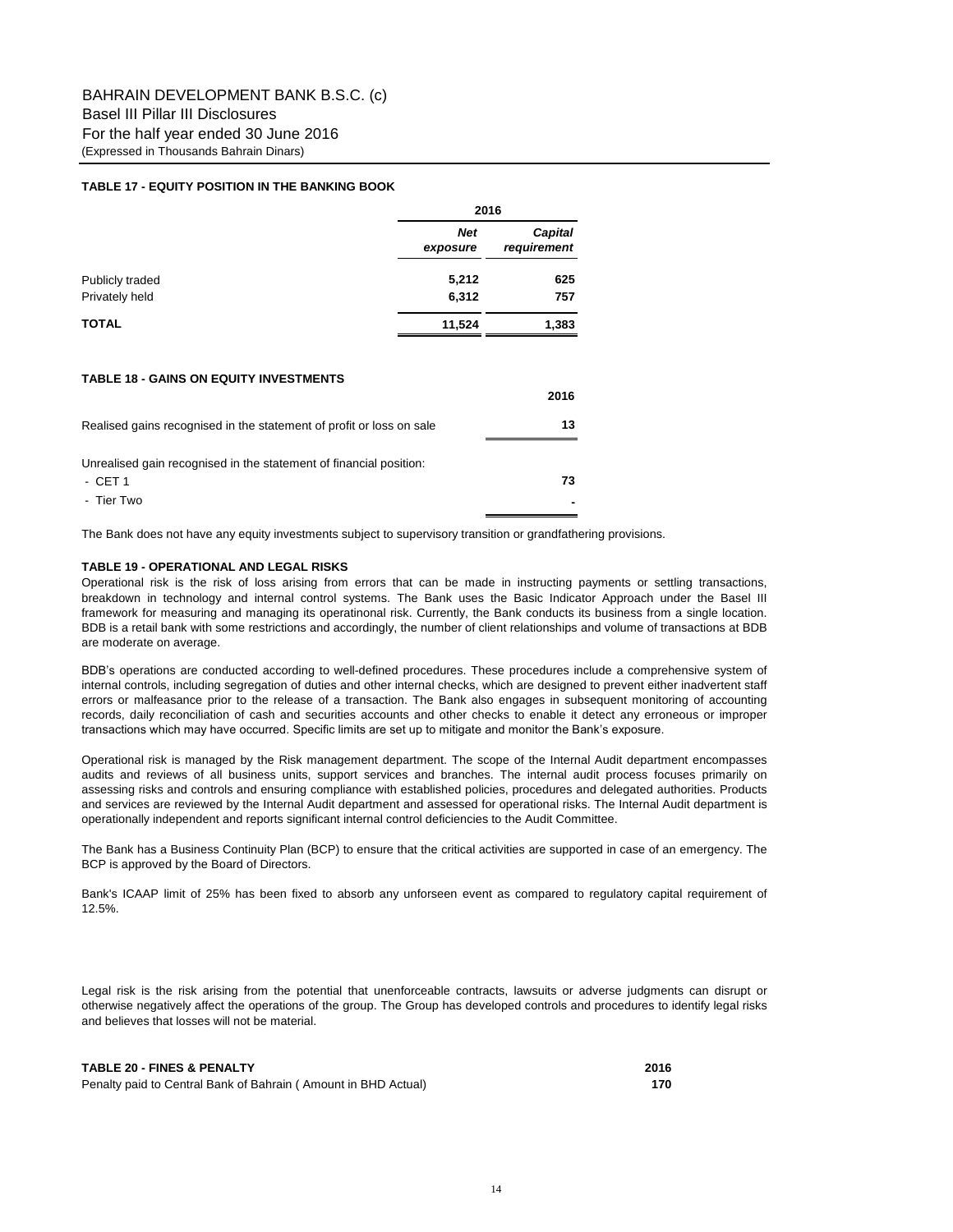# BAHRAIN DEVELOPMENT BANK B.S.C. (c)

Basel III Pillar III Disclosures

For the half year ended 30 June 2016

(Expressed in Thousands Bahrain Dinars)

**TABLE 17 - EQUITY POSITION IN THE BANKING BOOK**

| | 2016 | |
|---|---|---|
| | ***Net exposure*** | ***Capital requirement*** |
| Publicly traded | **5,212** | **625** |
| Privately held | **6,312** | **757** |
| **TOTAL** | **11,524** | **1,383** |

**TABLE 18 - GAINS ON EQUITY INVESTMENTS**

| | **2016** |
|---|---|
| Realised gains recognised in the statement of profit or loss on sale | **13** |
| Unrealised gain recognised in the statement of financial position: | |
| - CET 1 | **73** |
| - Tier Two | **-** |

The Bank does not have any equity investments subject to supervisory transition or grandfathering provisions.

**TABLE 19 - OPERATIONAL AND LEGAL RISKS**

Operational risk is the risk of loss arising from errors that can be made in instructing payments or settling transactions, breakdown in technology and internal control systems. The Bank uses the Basic Indicator Approach under the Basel III framework for measuring and managing its operatinonal risk. Currently, the Bank conducts its business from a single location. BDB is a retail bank with some restrictions and accordingly, the number of client relationships and volume of transactions at BDB are moderate on average.

BDB's operations are conducted according to well-defined procedures. These procedures include a comprehensive system of internal controls, including segregation of duties and other internal checks, which are designed to prevent either inadvertent staff errors or malfeasance prior to the release of a transaction. The Bank also engages in subsequent monitoring of accounting records, daily reconciliation of cash and securities accounts and other checks to enable it detect any erroneous or improper transactions which may have occurred. Specific limits are set up to mitigate and monitor the Bank's exposure.

Operational risk is managed by the Risk management department. The scope of the Internal Audit department encompasses audits and reviews of all business units, support services and branches. The internal audit process focuses primarily on assessing risks and controls and ensuring compliance with established policies, procedures and delegated authorities. Products and services are reviewed by the Internal Audit department and assessed for operational risks. The Internal Audit department is operationally independent and reports significant internal control deficiencies to the Audit Committee.

The Bank has a Business Continuity Plan (BCP) to ensure that the critical activities are supported in case of an emergency. The BCP is approved by the Board of Directors.

Bank's ICAAP limit of 25% has been fixed to absorb any unforseen event as compared to regulatory capital requirement of 12.5%.

Legal risk is the risk arising from the potential that unenforceable contracts, lawsuits or adverse judgments can disrupt or otherwise negatively affect the operations of the group. The Group has developed controls and procedures to identify legal risks and believes that losses will not be material.

| **TABLE 20 - FINES & PENALTY** | **2016** |
|---|---|
| Penalty paid to Central Bank of Bahrain ( Amount in BHD Actual) | **170** |